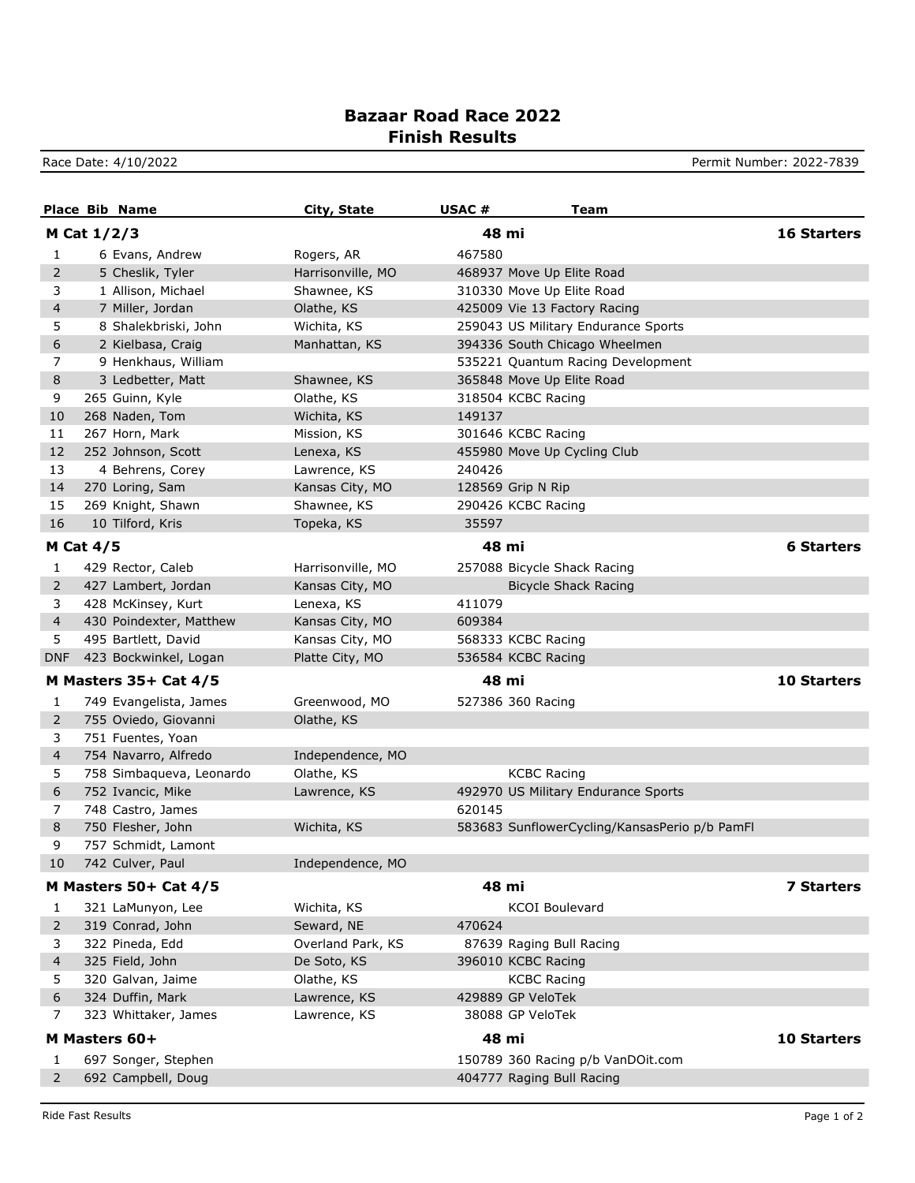# Bazaar Road Race 2022
## Finish Results

Race Date: 4/10/2022 | Permit Number: 2022-7839

| Place | Bib | Name | City, State | USAC # | Team |
|---|---|---|---|---|---|
| **M Cat 1/2/3** | | | | **48 mi** | **16 Starters** |
| 1 | 6 | Evans, Andrew | Rogers, AR | 467580 | |
| 2 | 5 | Cheslik, Tyler | Harrisonville, MO | 468937 | Move Up Elite Road |
| 3 | 1 | Allison, Michael | Shawnee, KS | 310330 | Move Up Elite Road |
| 4 | 7 | Miller, Jordan | Olathe, KS | 425009 | Vie 13 Factory Racing |
| 5 | 8 | Shalekbriski, John | Wichita, KS | 259043 | US Military Endurance Sports |
| 6 | 2 | Kielbasa, Craig | Manhattan, KS | 394336 | South Chicago Wheelmen |
| 7 | 9 | Henkhaus, William | | 535221 | Quantum Racing Development |
| 8 | 3 | Ledbetter, Matt | Shawnee, KS | 365848 | Move Up Elite Road |
| 9 | 265 | Guinn, Kyle | Olathe, KS | 318504 | KCBC Racing |
| 10 | 268 | Naden, Tom | Wichita, KS | 149137 | |
| 11 | 267 | Horn, Mark | Mission, KS | 301646 | KCBC Racing |
| 12 | 252 | Johnson, Scott | Lenexa, KS | 455980 | Move Up Cycling Club |
| 13 | 4 | Behrens, Corey | Lawrence, KS | 240426 | |
| 14 | 270 | Loring, Sam | Kansas City, MO | 128569 | Grip N Rip |
| 15 | 269 | Knight, Shawn | Shawnee, KS | 290426 | KCBC Racing |
| 16 | 10 | Tilford, Kris | Topeka, KS | 35597 | |
| **M Cat 4/5** | | | | **48 mi** | **6 Starters** |
| 1 | 429 | Rector, Caleb | Harrisonville, MO | 257088 | Bicycle Shack Racing |
| 2 | 427 | Lambert, Jordan | Kansas City, MO | | Bicycle Shack Racing |
| 3 | 428 | McKinsey, Kurt | Lenexa, KS | 411079 | |
| 4 | 430 | Poindexter, Matthew | Kansas City, MO | 609384 | |
| 5 | 495 | Bartlett, David | Kansas City, MO | 568333 | KCBC Racing |
| DNF | 423 | Bockwinkel, Logan | Platte City, MO | 536584 | KCBC Racing |
| **M Masters 35+ Cat 4/5** | | | | **48 mi** | **10 Starters** |
| 1 | 749 | Evangelista, James | Greenwood, MO | 527386 | 360 Racing |
| 2 | 755 | Oviedo, Giovanni | Olathe, KS | | |
| 3 | 751 | Fuentes, Yoan | | | |
| 4 | 754 | Navarro, Alfredo | Independence, MO | | |
| 5 | 758 | Simbaqueva, Leonardo | Olathe, KS | | KCBC Racing |
| 6 | 752 | Ivancic, Mike | Lawrence, KS | 492970 | US Military Endurance Sports |
| 7 | 748 | Castro, James | | 620145 | |
| 8 | 750 | Flesher, John | Wichita, KS | 583683 | SunflowerCycling/KansasPerio p/b PamFl |
| 9 | 757 | Schmidt, Lamont | | | |
| 10 | 742 | Culver, Paul | Independence, MO | | |
| **M Masters 50+ Cat 4/5** | | | | **48 mi** | **7 Starters** |
| 1 | 321 | LaMunyon, Lee | Wichita, KS | | KCOI Boulevard |
| 2 | 319 | Conrad, John | Seward, NE | 470624 | |
| 3 | 322 | Pineda, Edd | Overland Park, KS | 87639 | Raging Bull Racing |
| 4 | 325 | Field, John | De Soto, KS | 396010 | KCBC Racing |
| 5 | 320 | Galvan, Jaime | Olathe, KS | | KCBC Racing |
| 6 | 324 | Duffin, Mark | Lawrence, KS | 429889 | GP VeloTek |
| 7 | 323 | Whittaker, James | Lawrence, KS | 38088 | GP VeloTek |
| **M Masters 60+** | | | | **48 mi** | **10 Starters** |
| 1 | 697 | Songer, Stephen | | 150789 | 360 Racing p/b VanDOit.com |
| 2 | 692 | Campbell, Doug | | 404777 | Raging Bull Racing |

Ride Fast Results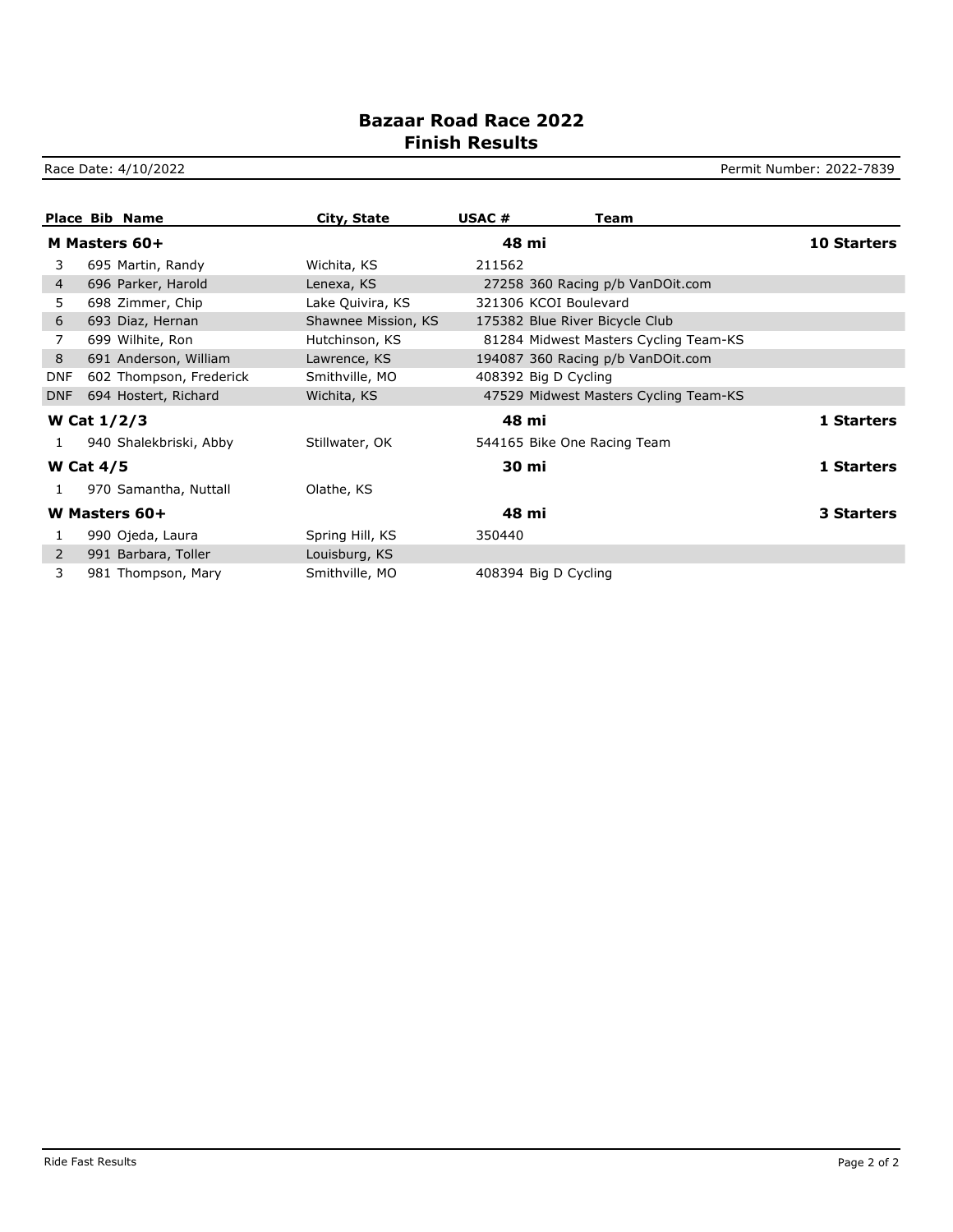# Bazaar Road Race 2022
## Finish Results

Race Date: 4/10/2022

Permit Number: 2022-7839

| Place | Bib | Name | City, State | USAC # | Team |
|---|---|---|---|---|---|
| **M Masters 60+** | | | | **48 mi** | **10 Starters** |
| 3 | 695 | Martin, Randy | Wichita, KS | 211562 | |
| 4 | 696 | Parker, Harold | Lenexa, KS | 27258 | 360 Racing p/b VanDOit.com |
| 5 | 698 | Zimmer, Chip | Lake Quivira, KS | 321306 | KCOI Boulevard |
| 6 | 693 | Diaz, Hernan | Shawnee Mission, KS | 175382 | Blue River Bicycle Club |
| 7 | 699 | Wilhite, Ron | Hutchinson, KS | 81284 | Midwest Masters Cycling Team-KS |
| 8 | 691 | Anderson, William | Lawrence, KS | 194087 | 360 Racing p/b VanDOit.com |
| DNF | 602 | Thompson, Frederick | Smithville, MO | 408392 | Big D Cycling |
| DNF | 694 | Hostert, Richard | Wichita, KS | 47529 | Midwest Masters Cycling Team-KS |
| **W Cat 1/2/3** | | | | **48 mi** | **1 Starters** |
| 1 | 940 | Shalekbriski, Abby | Stillwater, OK | 544165 | Bike One Racing Team |
| **W Cat 4/5** | | | | **30 mi** | **1 Starters** |
| 1 | 970 | Samantha, Nuttall | Olathe, KS | | |
| **W Masters 60+** | | | | **48 mi** | **3 Starters** |
| 1 | 990 | Ojeda, Laura | Spring Hill, KS | 350440 | |
| 2 | 991 | Barbara, Toller | Louisburg, KS | | |
| 3 | 981 | Thompson, Mary | Smithville, MO | 408394 | Big D Cycling |

Ride Fast Results